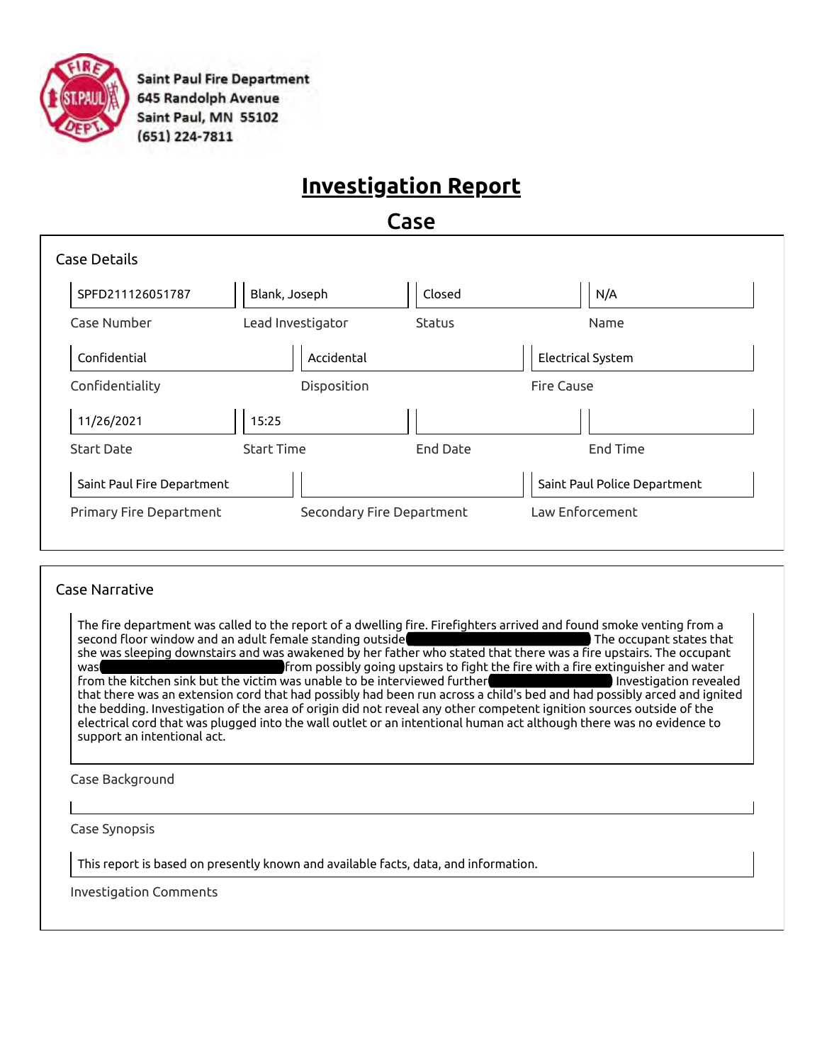Saint Paul Fire Department
645 Randolph Avenue
Saint Paul, MN 55102
(651) 224-7811

# Investigation Report

## Case

### Case Details

| Case Number | Lead Investigator | Status | Name |
|---|---|---|---|
| SPFD211126051787 | Blank, Joseph | Closed | N/A |

| Confidentiality | Disposition | Fire Cause |
|---|---|---|
| Confidential | Accidental | Electrical System |

| Start Date | Start Time | End Date | End Time |
|---|---|---|---|
| 11/26/2021 | 15:25 | | |

| Primary Fire Department | Secondary Fire Department | Law Enforcement |
|---|---|---|
| Saint Paul Fire Department | | Saint Paul Police Department |

### Case Narrative

The fire department was called to the report of a dwelling fire. Firefighters arrived and found smoke venting from a second floor window and an adult female standing outside[REDACTED] The occupant states that she was sleeping downstairs and was awakened by her father who stated that there was a fire upstairs. The occupant was[REDACTED]from possibly going upstairs to fight the fire with a fire extinguisher and water from the kitchen sink but the victim was unable to be interviewed further[REDACTED] Investigation revealed that there was an extension cord that had possibly had been run across a child's bed and had possibly arced and ignited the bedding. Investigation of the area of origin did not reveal any other competent ignition sources outside of the electrical cord that was plugged into the wall outlet or an intentional human act although there was no evidence to support an intentional act.

Case Background

Case Synopsis

This report is based on presently known and available facts, data, and information.

Investigation Comments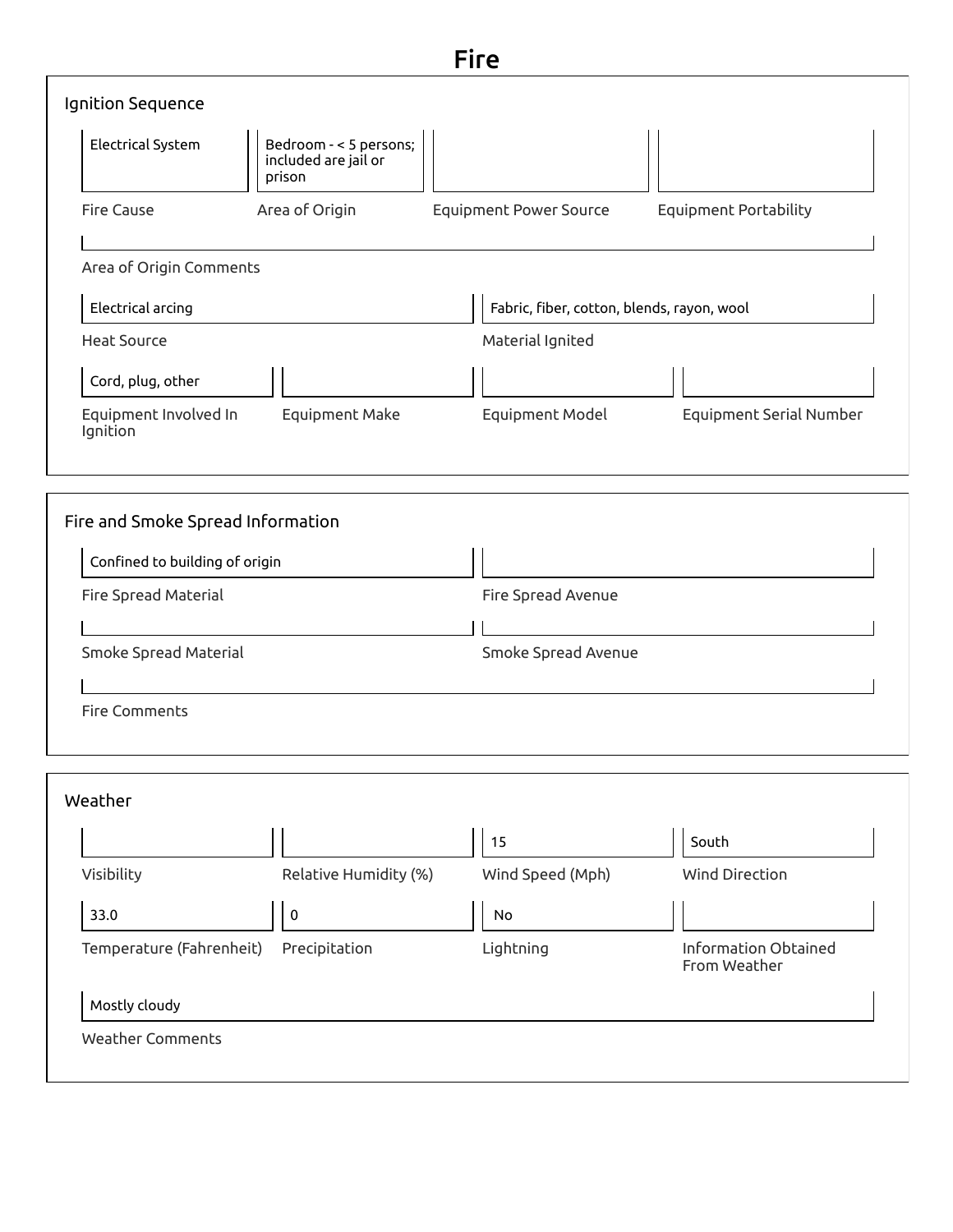# Fire

## Ignition Sequence

| Fire Cause | Area of Origin | Equipment Power Source | Equipment Portability |
| --- | --- | --- | --- |
| Electrical System | Bedroom - < 5 persons; included are jail or prison | | |

**Area of Origin Comments:**

| Heat Source | Material Ignited |
| --- | --- |
| Electrical arcing | Fabric, fiber, cotton, blends, rayon, wool |

| Equipment Involved In Ignition | Equipment Make | Equipment Model | Equipment Serial Number |
| --- | --- | --- | --- |
| Cord, plug, other | | | |

## Fire and Smoke Spread Information

| Fire Spread Material | Fire Spread Avenue |
| --- | --- |
| Confined to building of origin | |

| Smoke Spread Material | Smoke Spread Avenue |
| --- | --- |
| | |

**Fire Comments:**

## Weather

| Visibility | Relative Humidity (%) | Wind Speed (Mph) | Wind Direction |
| --- | --- | --- | --- |
| | | 15 | South |

| Temperature (Fahrenheit) | Precipitation | Lightning | Information Obtained From Weather |
| --- | --- | --- | --- |
| 33.0 | 0 | No | |

**Weather Comments:** Mostly cloudy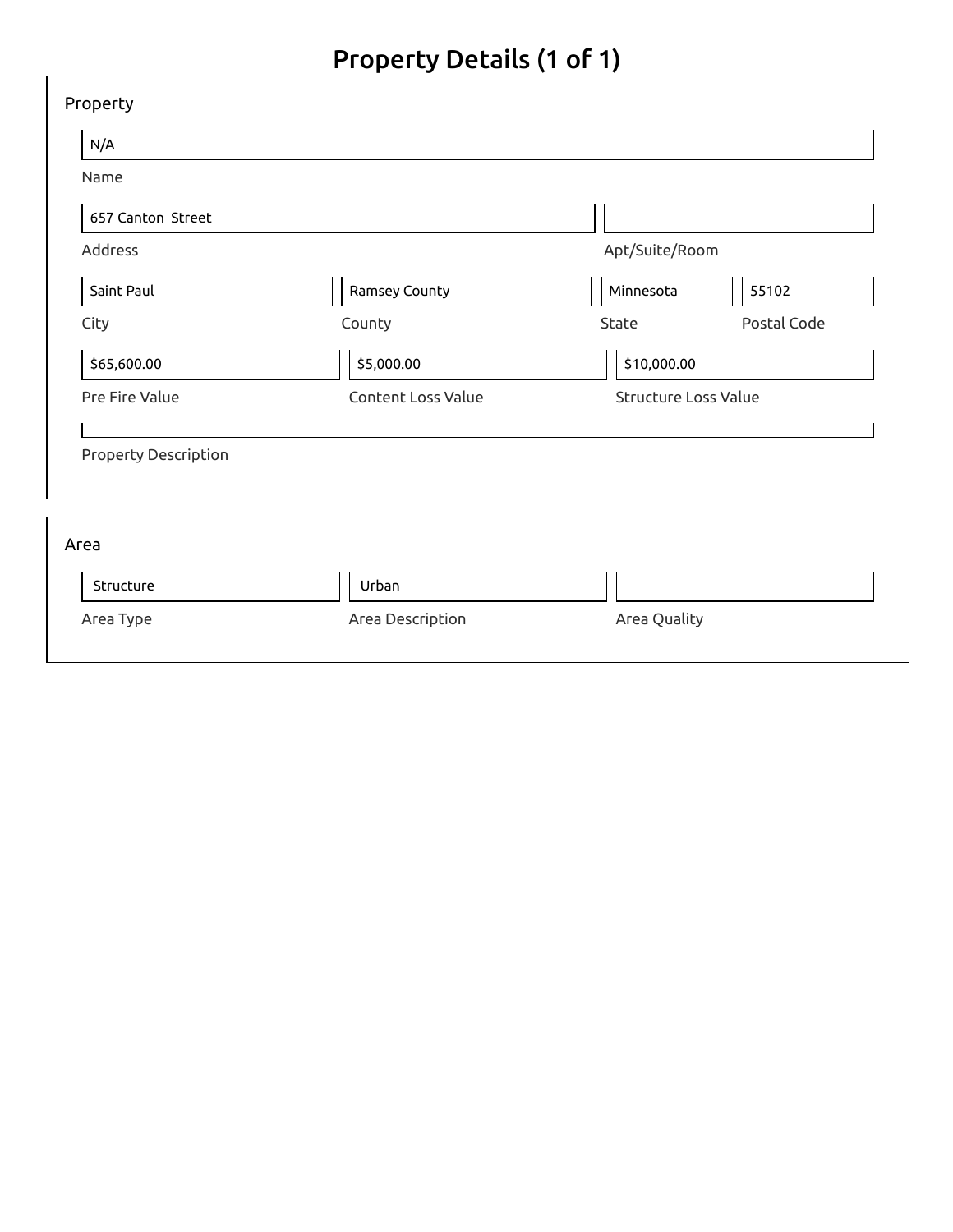# Property Details (1 of 1)

## Property

| Field | Value |
|---|---|
| Name | N/A |
| Address | 657 Canton  Street |
| Apt/Suite/Room | |
| City | Saint Paul |
| County | Ramsey County |
| State | Minnesota |
| Postal Code | 55102 |
| Pre Fire Value | $65,600.00 |
| Content Loss Value | $5,000.00 |
| Structure Loss Value | $10,000.00 |
| Property Description | |

## Area

| Area Type | Area Description | Area Quality |
|---|---|---|
| Structure | Urban | |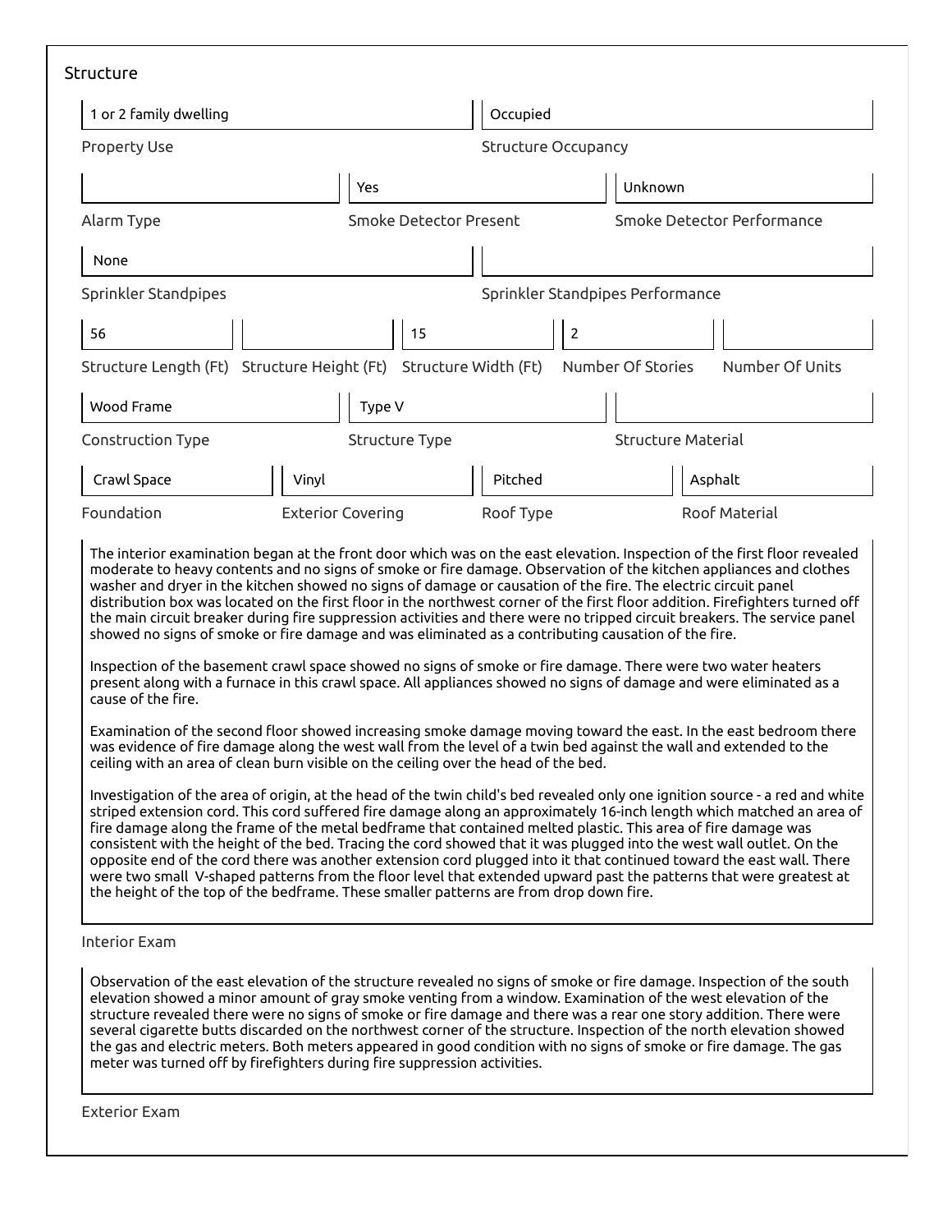## Structure

| Property Use | Structure Occupancy |
|---|---|
| 1 or 2 family dwelling | Occupied |

| Alarm Type | Smoke Detector Present | Smoke Detector Performance |
|---|---|---|
| | Yes | Unknown |

| Sprinkler Standpipes | Sprinkler Standpipes Performance |
|---|---|
| None | |

| Structure Length (Ft) | Structure Height (Ft) | Structure Width (Ft) | Number Of Stories | Number Of Units |
|---|---|---|---|---|
| 56 | | 15 | 2 | |

| Construction Type | Structure Type | Structure Material |
|---|---|---|
| Wood Frame | Type V | |

| Foundation | Exterior Covering | Roof Type | Roof Material |
|---|---|---|---|
| Crawl Space | Vinyl | Pitched | Asphalt |

### Interior Exam

The interior examination began at the front door which was on the east elevation. Inspection of the first floor revealed moderate to heavy contents and no signs of smoke or fire damage. Observation of the kitchen appliances and clothes washer and dryer in the kitchen showed no signs of damage or causation of the fire. The electric circuit panel distribution box was located on the first floor in the northwest corner of the first floor addition. Firefighters turned off the main circuit breaker during fire suppression activities and there were no tripped circuit breakers. The service panel showed no signs of smoke or fire damage and was eliminated as a contributing causation of the fire.

Inspection of the basement crawl space showed no signs of smoke or fire damage. There were two water heaters present along with a furnace in this crawl space. All appliances showed no signs of damage and were eliminated as a cause of the fire.

Examination of the second floor showed increasing smoke damage moving toward the east. In the east bedroom there was evidence of fire damage along the west wall from the level of a twin bed against the wall and extended to the ceiling with an area of clean burn visible on the ceiling over the head of the bed.

Investigation of the area of origin, at the head of the twin child's bed revealed only one ignition source - a red and white striped extension cord. This cord suffered fire damage along an approximately 16-inch length which matched an area of fire damage along the frame of the metal bedframe that contained melted plastic. This area of fire damage was consistent with the height of the bed. Tracing the cord showed that it was plugged into the west wall outlet. On the opposite end of the cord there was another extension cord plugged into it that continued toward the east wall. There were two small V-shaped patterns from the floor level that extended upward past the patterns that were greatest at the height of the top of the bedframe. These smaller patterns are from drop down fire.

### Exterior Exam

Observation of the east elevation of the structure revealed no signs of smoke or fire damage. Inspection of the south elevation showed a minor amount of gray smoke venting from a window. Examination of the west elevation of the structure revealed there were no signs of smoke or fire damage and there was a rear one story addition. There were several cigarette butts discarded on the northwest corner of the structure. Inspection of the north elevation showed the gas and electric meters. Both meters appeared in good condition with no signs of smoke or fire damage. The gas meter was turned off by firefighters during fire suppression activities.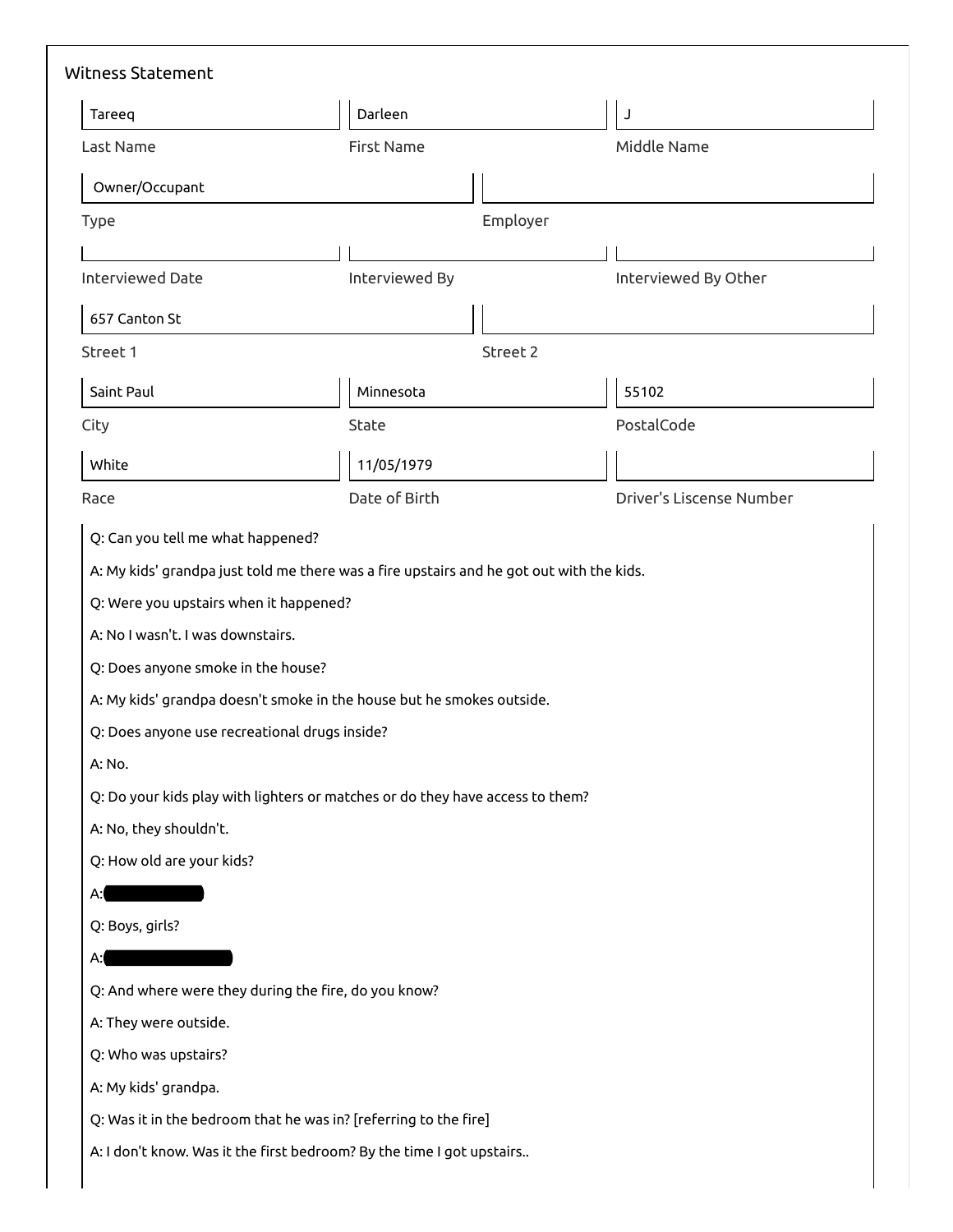## Witness Statement

| Last Name | First Name | Middle Name |
|---|---|---|
| Tareeq | Darleen | J |

| Type | Employer |
|---|---|
| Owner/Occupant | |

| Interviewed Date | Interviewed By | Interviewed By Other |
|---|---|---|
| | | |

| Street 1 | Street 2 |
|---|---|
| 657 Canton St | |

| City | State | PostalCode |
|---|---|---|
| Saint Paul | Minnesota | 55102 |

| Race | Date of Birth | Driver's Liscense Number |
|---|---|---|
| White | 11/05/1979 | |

Q: Can you tell me what happened?

A: My kids' grandpa just told me there was a fire upstairs and he got out with the kids.

Q: Were you upstairs when it happened?

A: No I wasn't. I was downstairs.

Q: Does anyone smoke in the house?

A: My kids' grandpa doesn't smoke in the house but he smokes outside.

Q: Does anyone use recreational drugs inside?

A: No.

Q: Do your kids play with lighters or matches or do they have access to them?

A: No, they shouldn't.

Q: How old are your kids?

A: [REDACTED]

Q: Boys, girls?

A: [REDACTED]

Q: And where were they during the fire, do you know?

A: They were outside.

Q: Who was upstairs?

A: My kids' grandpa.

Q: Was it in the bedroom that he was in? [referring to the fire]

A: I don't know. Was it the first bedroom? By the time I got upstairs..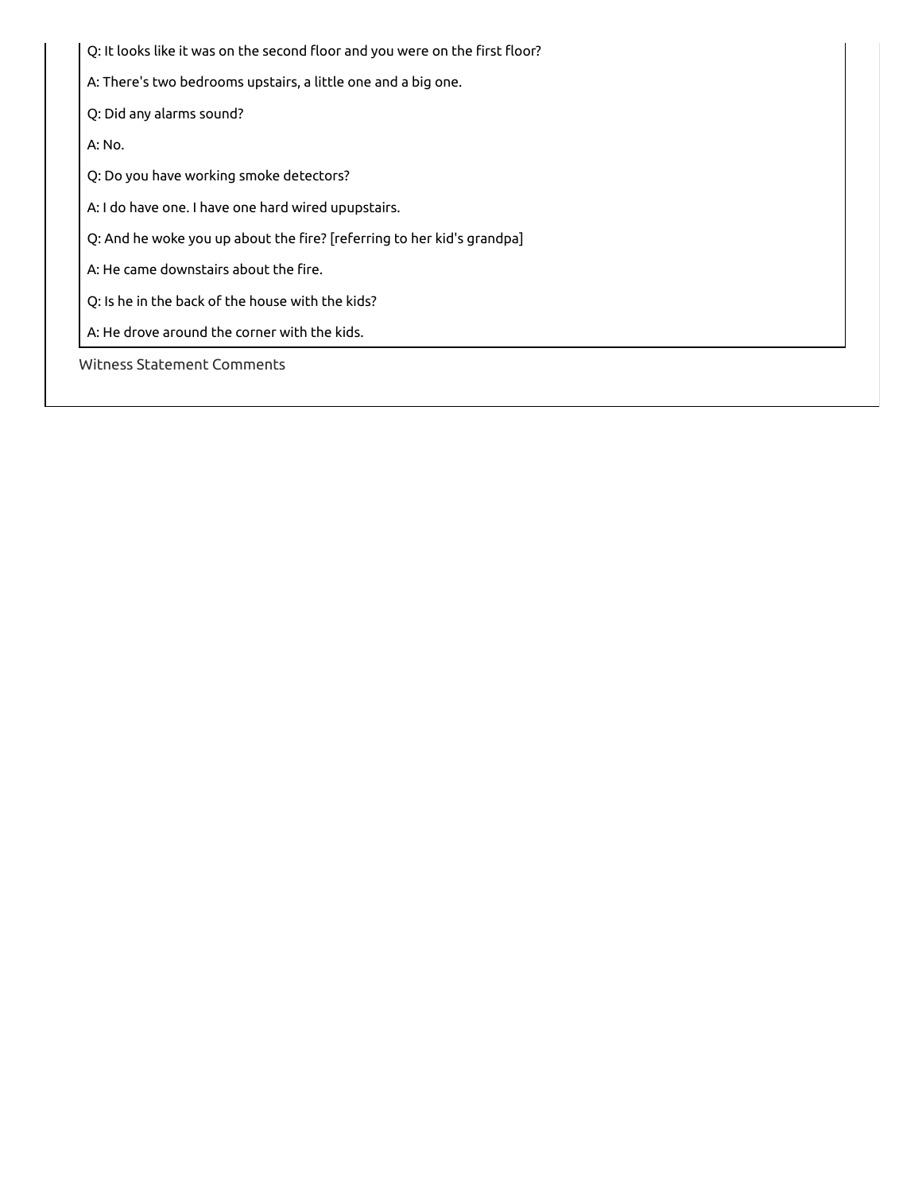Q: It looks like it was on the second floor and you were on the first floor?

A: There's two bedrooms upstairs, a little one and a big one.

Q: Did any alarms sound?

A: No.

Q: Do you have working smoke detectors?

A: I do have one. I have one hard wired upupstairs.

Q: And he woke you up about the fire? [referring to her kid's grandpa]

A: He came downstairs about the fire.

Q: Is he in the back of the house with the kids?

A: He drove around the corner with the kids.

Witness Statement Comments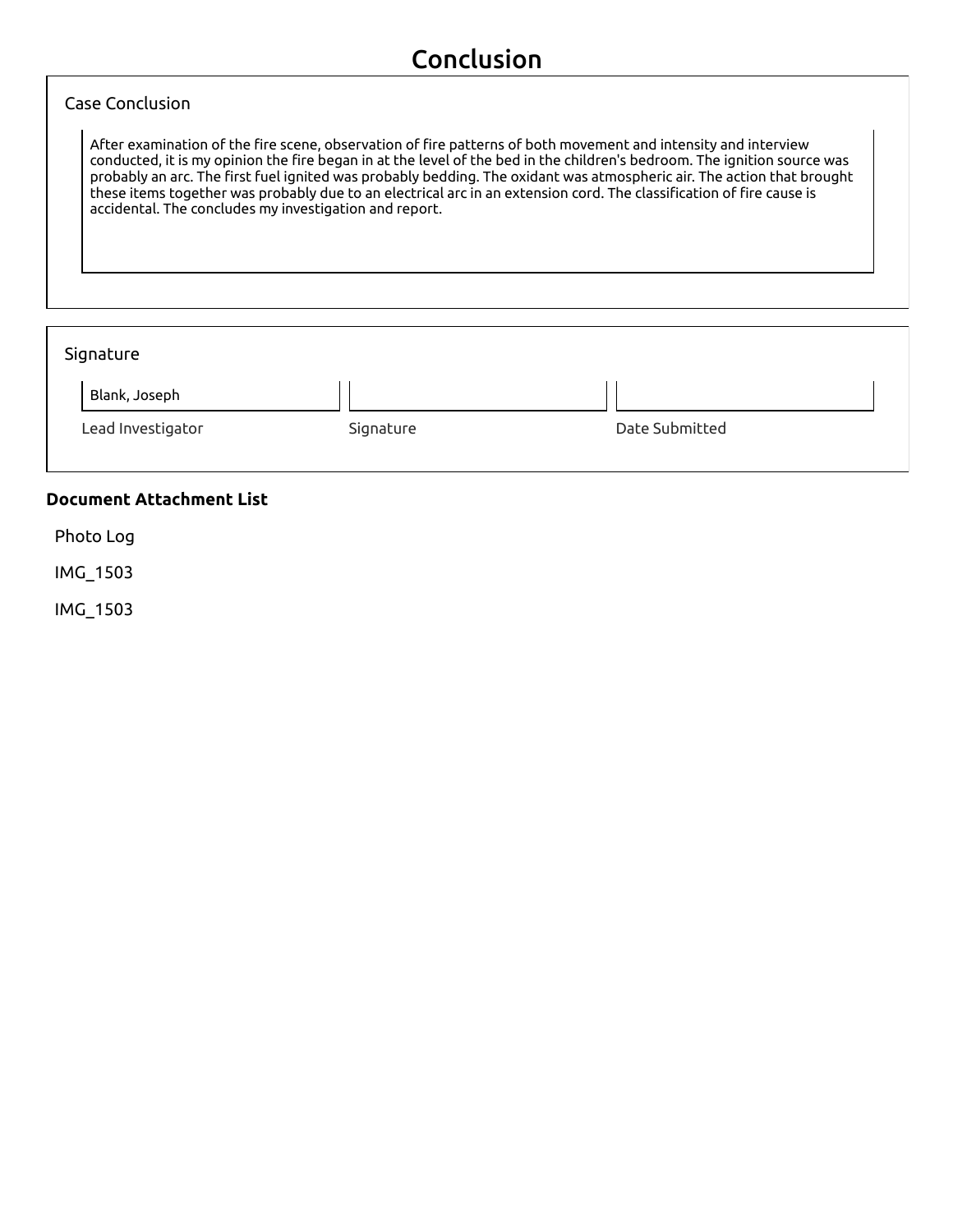# Conclusion

## Case Conclusion

After examination of the fire scene, observation of fire patterns of both movement and intensity and interview conducted, it is my opinion the fire began in at the level of the bed in the children's bedroom. The ignition source was probably an arc. The first fuel ignited was probably bedding. The oxidant was atmospheric air. The action that brought these items together was probably due to an electrical arc in an extension cord. The classification of fire cause is accidental. The concludes my investigation and report.

## Signature

| Lead Investigator | Signature | Date Submitted |
| --- | --- | --- |
| Blank, Joseph | | |

**Document Attachment List**

Photo Log

IMG_1503

IMG_1503